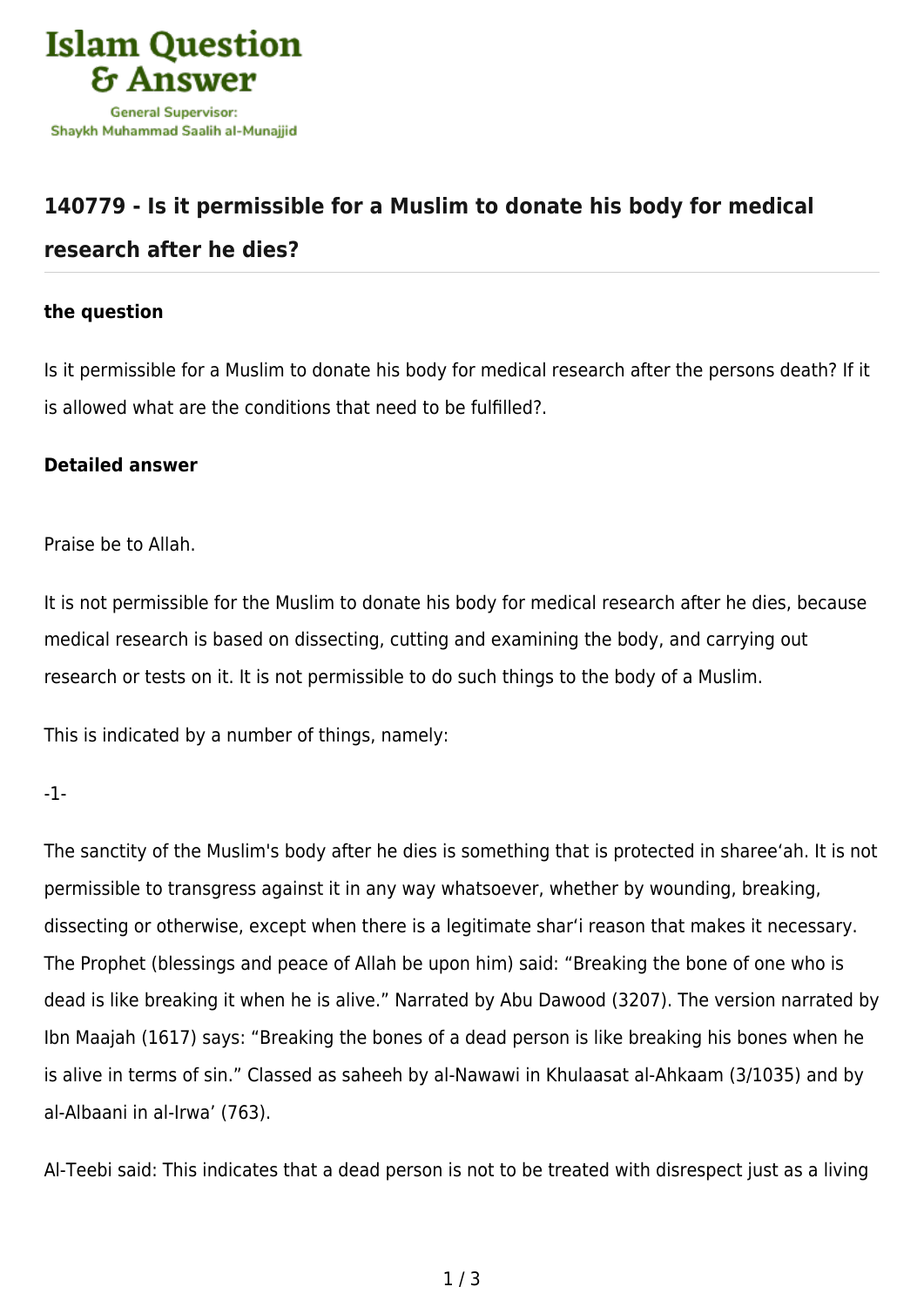Islam Question & Answer

General Supervisor: Shaykh Muhammad Saalih al-Munajjid

## 140779 - Is it permissible for a Muslim to donate his body for medical research after he dies?

### the question

Is it permissible for a Muslim to donate his body for medical research after the persons death? If it is allowed what are the conditions that need to be fulfilled?.

### Detailed answer

Praise be to Allah.

It is not permissible for the Muslim to donate his body for medical research after he dies, because medical research is based on dissecting, cutting and examining the body, and carrying out research or tests on it. It is not permissible to do such things to the body of a Muslim.

This is indicated by a number of things, namely:

-1-

The sanctity of the Muslim's body after he dies is something that is protected in sharee'ah. It is not permissible to transgress against it in any way whatsoever, whether by wounding, breaking, dissecting or otherwise, except when there is a legitimate shar'i reason that makes it necessary. The Prophet (blessings and peace of Allah be upon him) said: "Breaking the bone of one who is dead is like breaking it when he is alive." Narrated by Abu Dawood (3207). The version narrated by Ibn Maajah (1617) says: "Breaking the bones of a dead person is like breaking his bones when he is alive in terms of sin." Classed as saheeh by al-Nawawi in Khulaasat al-Ahkaam (3/1035) and by al-Albaani in al-Irwa' (763).

Al-Teebi said: This indicates that a dead person is not to be treated with disrespect just as a living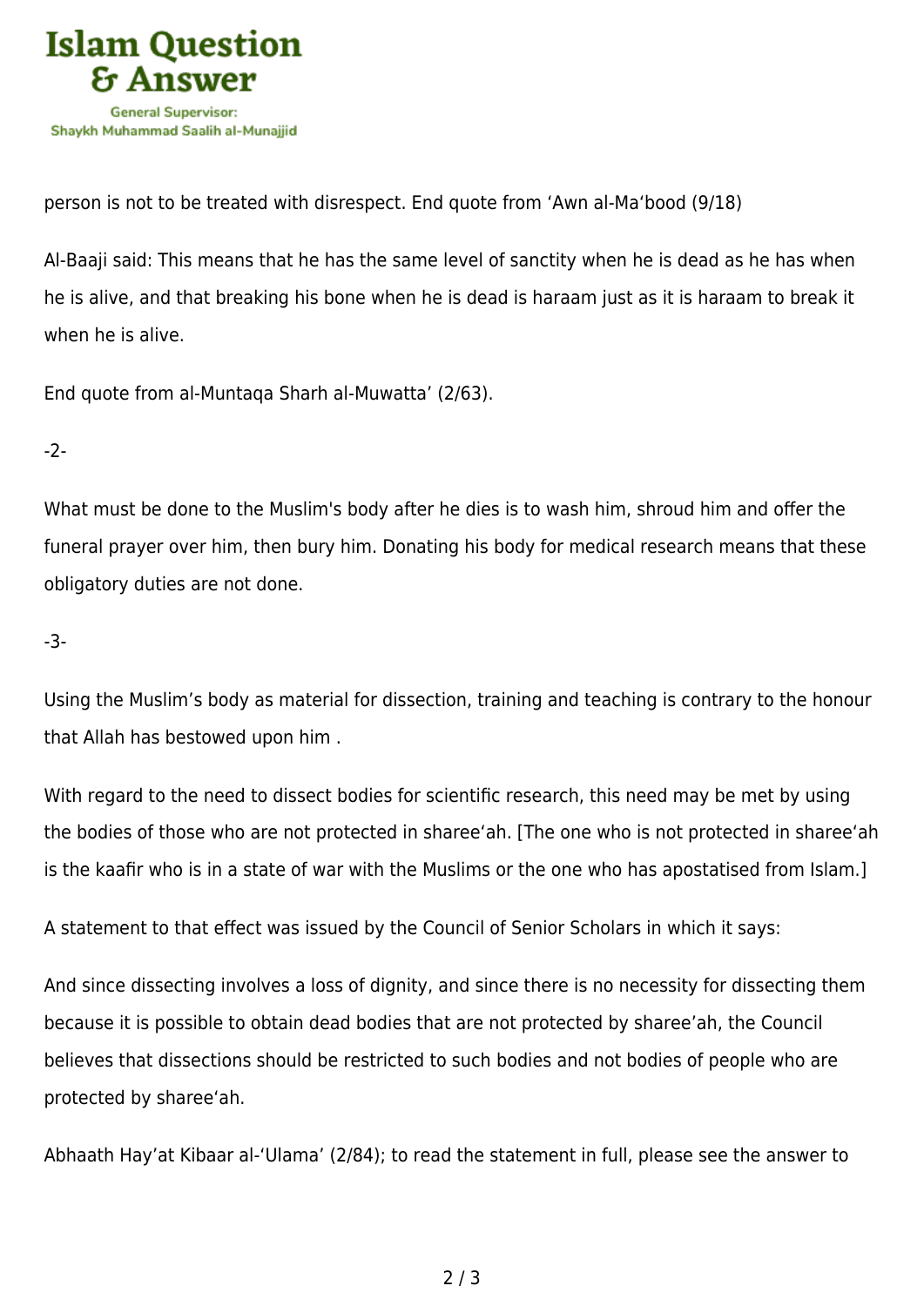person is not to be treated with disrespect. End quote from ‘Awn al-Ma‘bood (9/18)

Al-Baaji said: This means that he has the same level of sanctity when he is dead as he has when he is alive, and that breaking his bone when he is dead is haraam just as it is haraam to break it when he is alive.

End quote from al-Muntaqa Sharh al-Muwatta’ (2/63).

-2-

What must be done to the Muslim's body after he dies is to wash him, shroud him and offer the funeral prayer over him, then bury him. Donating his body for medical research means that these obligatory duties are not done.

-3-

Using the Muslim’s body as material for dissection, training and teaching is contrary to the honour that Allah has bestowed upon him .

With regard to the need to dissect bodies for scientific research, this need may be met by using the bodies of those who are not protected in sharee‘ah. [The one who is not protected in sharee‘ah is the kaafir who is in a state of war with the Muslims or the one who has apostatised from Islam.]

A statement to that effect was issued by the Council of Senior Scholars in which it says:

And since dissecting involves a loss of dignity, and since there is no necessity for dissecting them because it is possible to obtain dead bodies that are not protected by sharee’ah, the Council believes that dissections should be restricted to such bodies and not bodies of people who are protected by sharee‘ah.

Abhaath Hay’at Kibaar al-‘Ulama’ (2/84); to read the statement in full, please see the answer to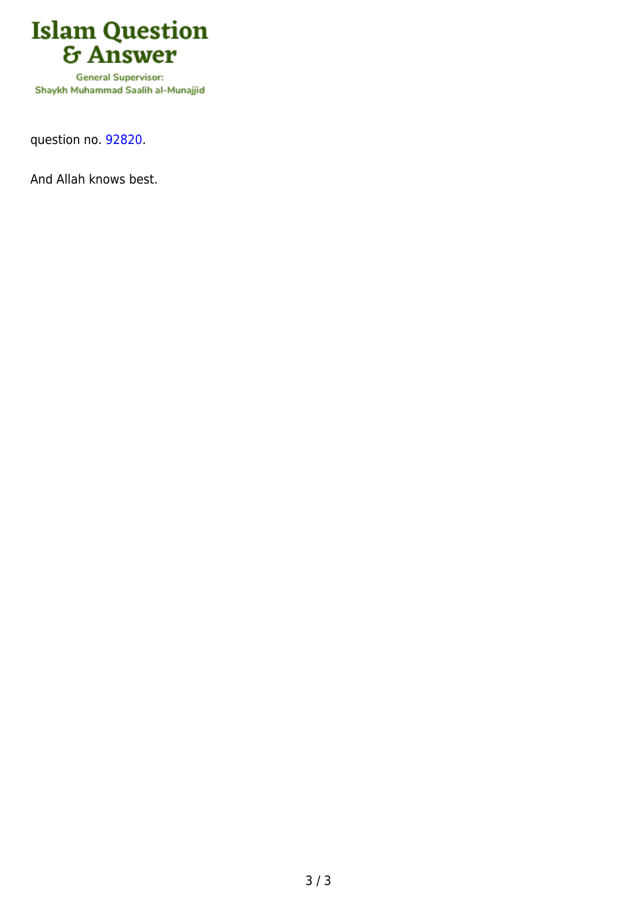question no. 92820.

And Allah knows best.